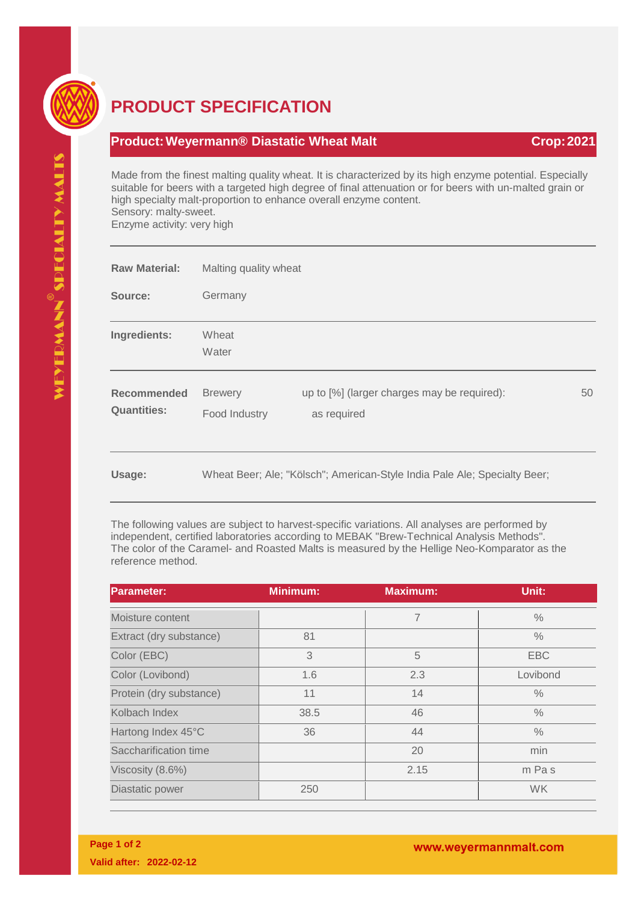# PRODUCT SPECIFICATION

## Product: Weyermann® Diastatic Wheat Malt — Crop: 2021

Made from the finest malting quality wheat. It is characterized by its high enzyme potential. Especially suitable for beers with a targeted high degree of final attenuation or for beers with un-malted grain or high specialty malt-proportion to enhance overall enzyme content.
Sensory: malty-sweet.
Enzyme activity: very high

**Raw Material:** Malting quality wheat

**Source:** Germany

**Ingredients:** Wheat
Water

**Recommended Quantities:**

| | | |
|---|---|---|
| Brewery | up to [%] (larger charges may be required): | 50 |
| Food Industry | as required | |

**Usage:** Wheat Beer; Ale; "Kölsch"; American-Style India Pale Ale; Specialty Beer;

The following values are subject to harvest-specific variations. All analyses are performed by independent, certified laboratories according to MEBAK "Brew-Technical Analysis Methods".
The color of the Caramel- and Roasted Malts is measured by the Hellige Neo-Komparator as the reference method.

| Parameter: | Minimum: | Maximum: | Unit: |
|---|---|---|---|
| Moisture content | | 7 | % |
| Extract (dry substance) | 81 | | % |
| Color (EBC) | 3 | 5 | EBC |
| Color (Lovibond) | 1.6 | 2.3 | Lovibond |
| Protein (dry substance) | 11 | 14 | % |
| Kolbach Index | 38.5 | 46 | % |
| Hartong Index 45°C | 36 | 44 | % |
| Saccharification time | | 20 | min |
| Viscosity (8.6%) | | 2.15 | m Pa s |
| Diastatic power | 250 | | WK |

Valid after: 2022-02-12

www.weyermannmalt.com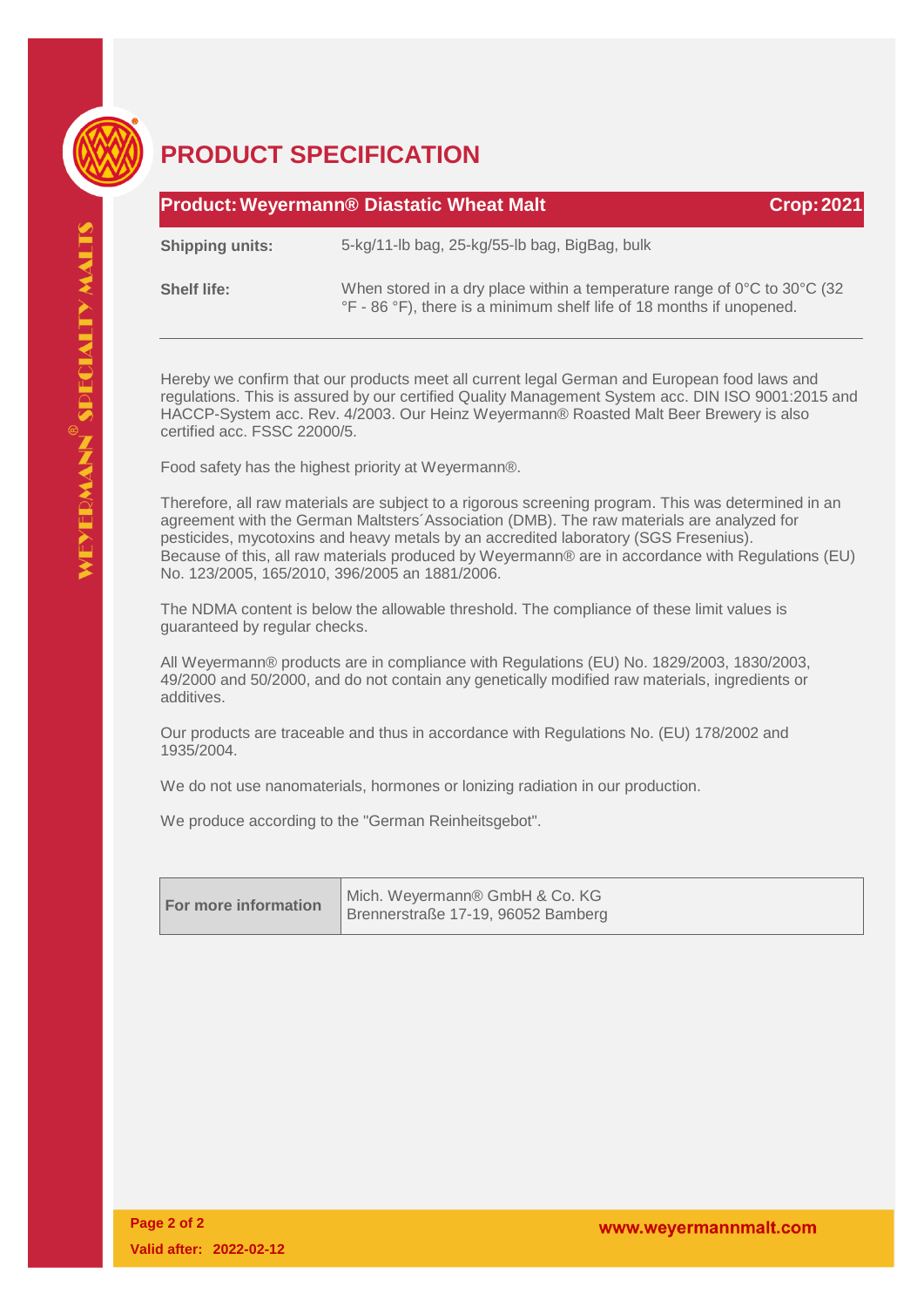# PRODUCT SPECIFICATION

**Product: Weyermann® Diastatic Wheat Malt** **Crop: 2021**

| | |
|---|---|
| **Shipping units:** | 5-kg/11-lb bag, 25-kg/55-lb bag, BigBag, bulk |
| **Shelf life:** | When stored in a dry place within a temperature range of 0°C to 30°C (32 °F - 86 °F), there is a minimum shelf life of 18 months if unopened. |

Hereby we confirm that our products meet all current legal German and European food laws and regulations. This is assured by our certified Quality Management System acc. DIN ISO 9001:2015 and HACCP-System acc. Rev. 4/2003. Our Heinz Weyermann® Roasted Malt Beer Brewery is also certified acc. FSSC 22000/5.

Food safety has the highest priority at Weyermann®.

Therefore, all raw materials are subject to a rigorous screening program. This was determined in an agreement with the German Maltsters´Association (DMB). The raw materials are analyzed for pesticides, mycotoxins and heavy metals by an accredited laboratory (SGS Fresenius).
Because of this, all raw materials produced by Weyermann® are in accordance with Regulations (EU) No. 123/2005, 165/2010, 396/2005 an 1881/2006.

The NDMA content is below the allowable threshold. The compliance of these limit values is guaranteed by regular checks.

All Weyermann® products are in compliance with Regulations (EU) No. 1829/2003, 1830/2003, 49/2000 and 50/2000, and do not contain any genetically modified raw materials, ingredients or additives.

Our products are traceable and thus in accordance with Regulations No. (EU) 178/2002 and 1935/2004.

We do not use nanomaterials, hormones or Ionizing radiation in our production.

We produce according to the "German Reinheitsgebot".

| | |
|---|---|
| **For more information** | Mich. Weyermann® GmbH & Co. KG<br>Brennerstraße 17-19, 96052 Bamberg |

**Valid after: 2022-02-12**